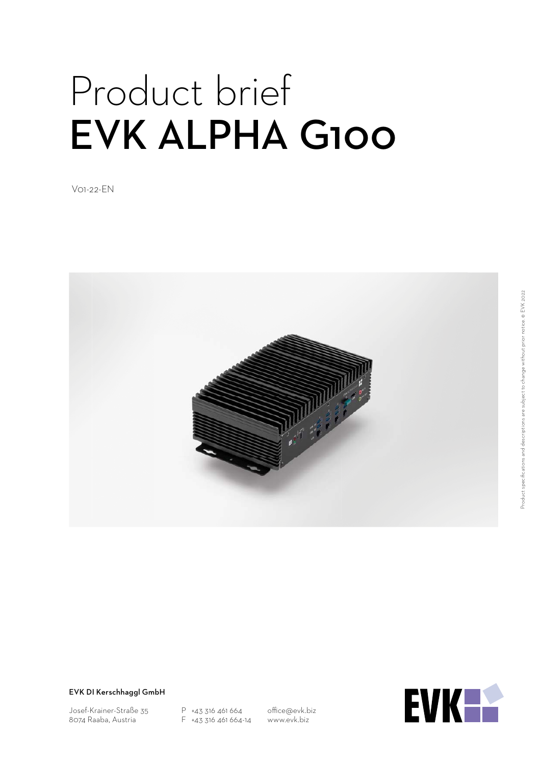# Product brief
# EVK ALPHA G100

V01-22-EN

Product specifications and descriptions are subject to change without prior notice © EVK 2022

**EVK DI Kerschhaggl GmbH**

Josef-Krainer-Straße 35
8074 Raaba, Austria

P +43 316 461 664
F +43 316 461 664-14

office@evk.biz
www.evk.biz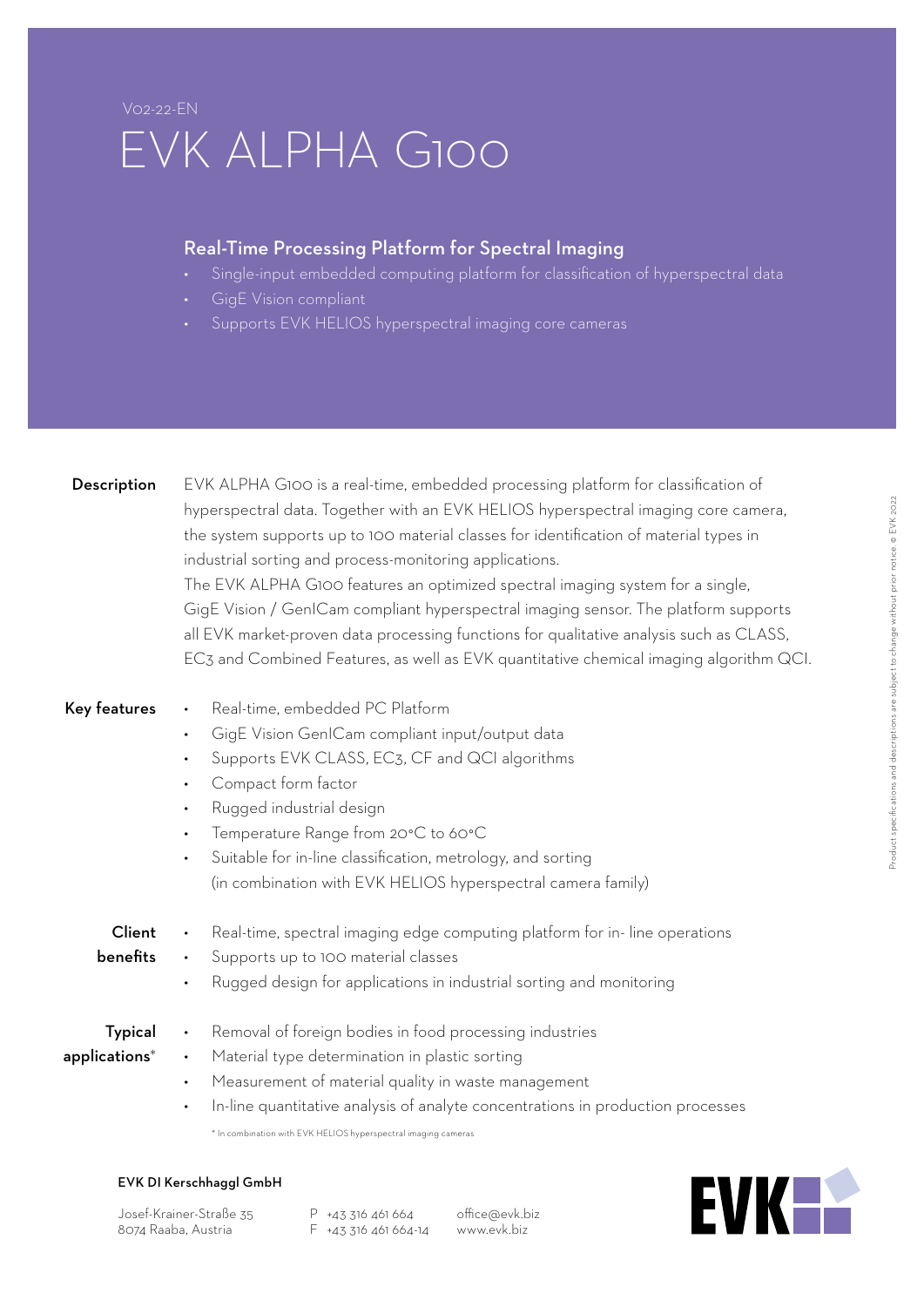V02-22-EN

# EVK ALPHA G100

## Real-Time Processing Platform for Spectral Imaging

- Single-input embedded computing platform for classification of hyperspectral data
- GigE Vision compliant
- Supports EVK HELIOS hyperspectral imaging core cameras

**Description**

EVK ALPHA G100 is a real-time, embedded processing platform for classification of hyperspectral data. Together with an EVK HELIOS hyperspectral imaging core camera, the system supports up to 100 material classes for identification of material types in industrial sorting and process-monitoring applications.
The EVK ALPHA G100 features an optimized spectral imaging system for a single, GigE Vision / GenICam compliant hyperspectral imaging sensor. The platform supports all EVK market-proven data processing functions for qualitative analysis such as CLASS, EC3 and Combined Features, as well as EVK quantitative chemical imaging algorithm QCI.

**Key features**

- Real-time, embedded PC Platform
- GigE Vision GenICam compliant input/output data
- Supports EVK CLASS, EC3, CF and QCI algorithms
- Compact form factor
- Rugged industrial design
- Temperature Range from 20°C to 60°C
- Suitable for in-line classification, metrology, and sorting (in combination with EVK HELIOS hyperspectral camera family)

**Client benefits**

- Real-time, spectral imaging edge computing platform for in- line operations
- Supports up to 100 material classes
- Rugged design for applications in industrial sorting and monitoring

**Typical applications***

- Removal of foreign bodies in food processing industries
- Material type determination in plastic sorting
- Measurement of material quality in waste management
- In-line quantitative analysis of analyte concentrations in production processes

* In combination with EVK HELIOS hyperspectral imaging cameras

Product specifications and descriptions are subject to change without prior notice. © EVK 2022

**EVK DI Kerschhaggl GmbH**

Josef-Krainer-Straße 35
8074 Raaba, Austria

P +43 316 461 664
F +43 316 461 664-14

office@evk.biz
www.evk.biz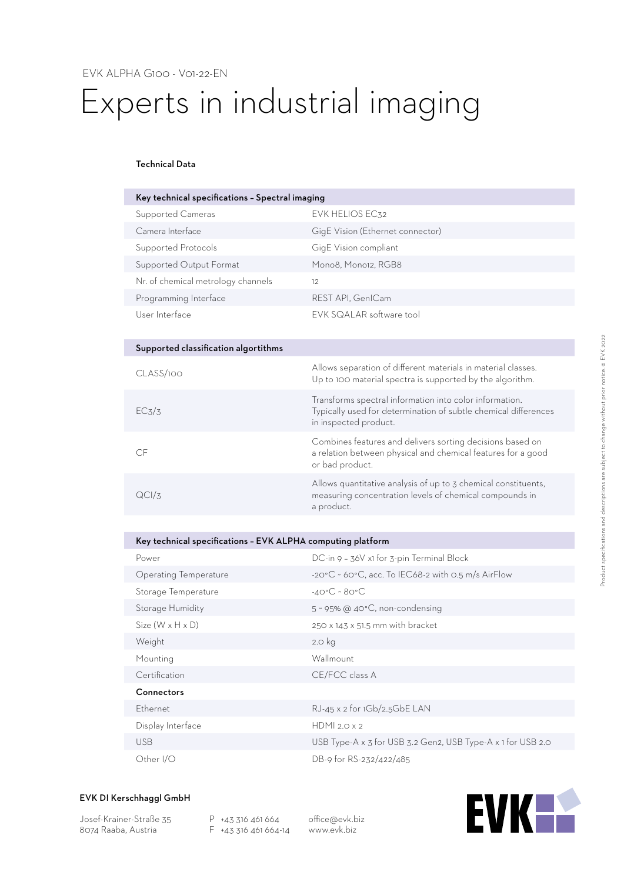EVK ALPHA G100 - V01-22-EN

# Experts in industrial imaging

## Technical Data

| Key technical specifications – Spectral imaging | |
|---|---|
| Supported Cameras | EVK HELIOS EC32 |
| Camera Interface | GigE Vision (Ethernet connector) |
| Supported Protocols | GigE Vision compliant |
| Supported Output Format | Mono8, Mono12, RGB8 |
| Nr. of chemical metrology channels | 12 |
| Programming Interface | REST API, GenICam |
| User Interface | EVK SQALAR software tool |

| Supported classification algortithms | |
|---|---|
| CLASS/100 | Allows separation of different materials in material classes. Up to 100 material spectra is supported by the algorithm. |
| EC3/3 | Transforms spectral information into color information. Typically used for determination of subtle chemical differences in inspected product. |
| CF | Combines features and delivers sorting decisions based on a relation between physical and chemical features for a good or bad product. |
| QCI/3 | Allows quantitative analysis of up to 3 chemical constituents, measuring concentration levels of chemical compounds in a product. |

| Key technical specifications – EVK ALPHA computing platform | |
|---|---|
| Power | DC-in 9 – 36V x1 for 3-pin Terminal Block |
| Operating Temperature | -20°C – 60°C, acc. To IEC68-2 with 0.5 m/s AirFlow |
| Storage Temperature | -40°C – 80°C |
| Storage Humidity | 5 – 95% @ 40°C, non-condensing |
| Size (W x H x D) | 250 x 143 x 51.5 mm with bracket |
| Weight | 2.0 kg |
| Mounting | Wallmount |
| Certification | CE/FCC class A |
| **Connectors** | |
| Ethernet | RJ-45 x 2 for 1Gb/2.5GbE LAN |
| Display Interface | HDMI 2.0 x 2 |
| USB | USB Type-A x 3 for USB 3.2 Gen2, USB Type-A x 1 for USB 2.0 |
| Other I/O | DB-9 for RS-232/422/485 |

Product specifications and descriptions are subject to change without prior notice © EVK 2022

**EVK DI Kerschhaggl GmbH**

Josef-Krainer-Straße 35
8074 Raaba, Austria

P +43 316 461 664
F +43 316 461 664-14

office@evk.biz
www.evk.biz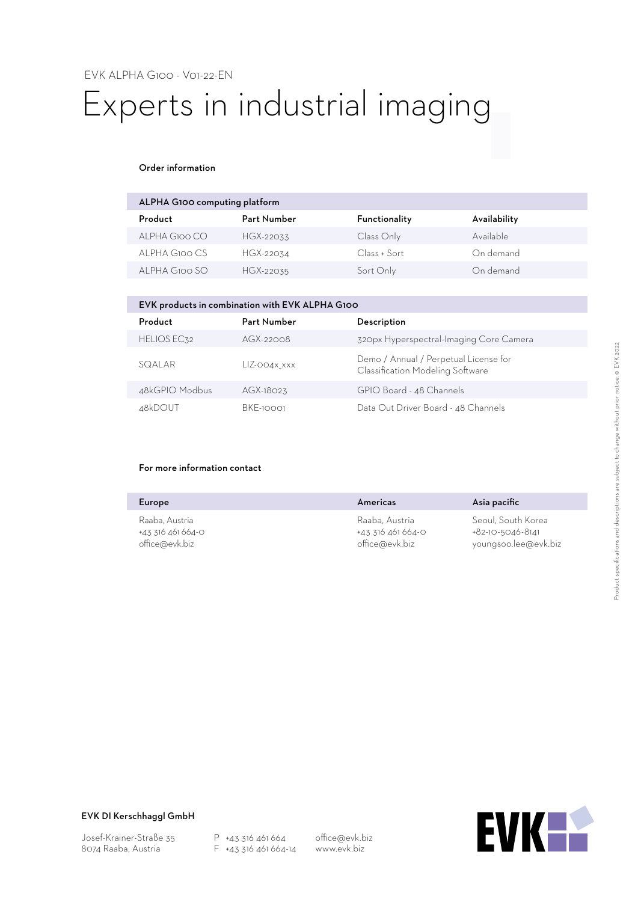EVK ALPHA G100 - V01-22-EN

# Experts in industrial imaging

**Order information**

| ALPHA G100 computing platform | | | |
|---|---|---|---|
| **Product** | **Part Number** | **Functionality** | **Availability** |
| ALPHA G100 CO | HGX-22033 | Class Only | Available |
| ALPHA G100 CS | HGX-22034 | Class + Sort | On demand |
| ALPHA G100 SO | HGX-22035 | Sort Only | On demand |

| EVK products in combination with EVK ALPHA G100 | | |
|---|---|---|
| **Product** | **Part Number** | **Description** |
| HELIOS EC32 | AGX-22008 | 320px Hyperspectral-Imaging Core Camera |
| SQALAR | LIZ-004x_xxx | Demo / Annual / Perpetual License for Classification Modeling Software |
| 48kGPIO Modbus | AGX-18023 | GPIO Board - 48 Channels |
| 48kDOUT | BKE-10001 | Data Out Driver Board - 48 Channels |

**For more information contact**

| Europe | Americas | Asia pacific |
|---|---|---|
| Raaba, Austria<br>+43 316 461 664-0<br>office@evk.biz | Raaba, Austria<br>+43 316 461 664-0<br>office@evk.biz | Seoul, South Korea<br>+82-10-5046-8141<br>youngsoo.lee@evk.biz |

Product specifications and descriptions are subject to change without prior notice © EVK 2022

**EVK DI Kerschhaggl GmbH**

Josef-Krainer-Straße 35
8074 Raaba, Austria

P +43 316 461 664
F +43 316 461 664-14

office@evk.biz
www.evk.biz